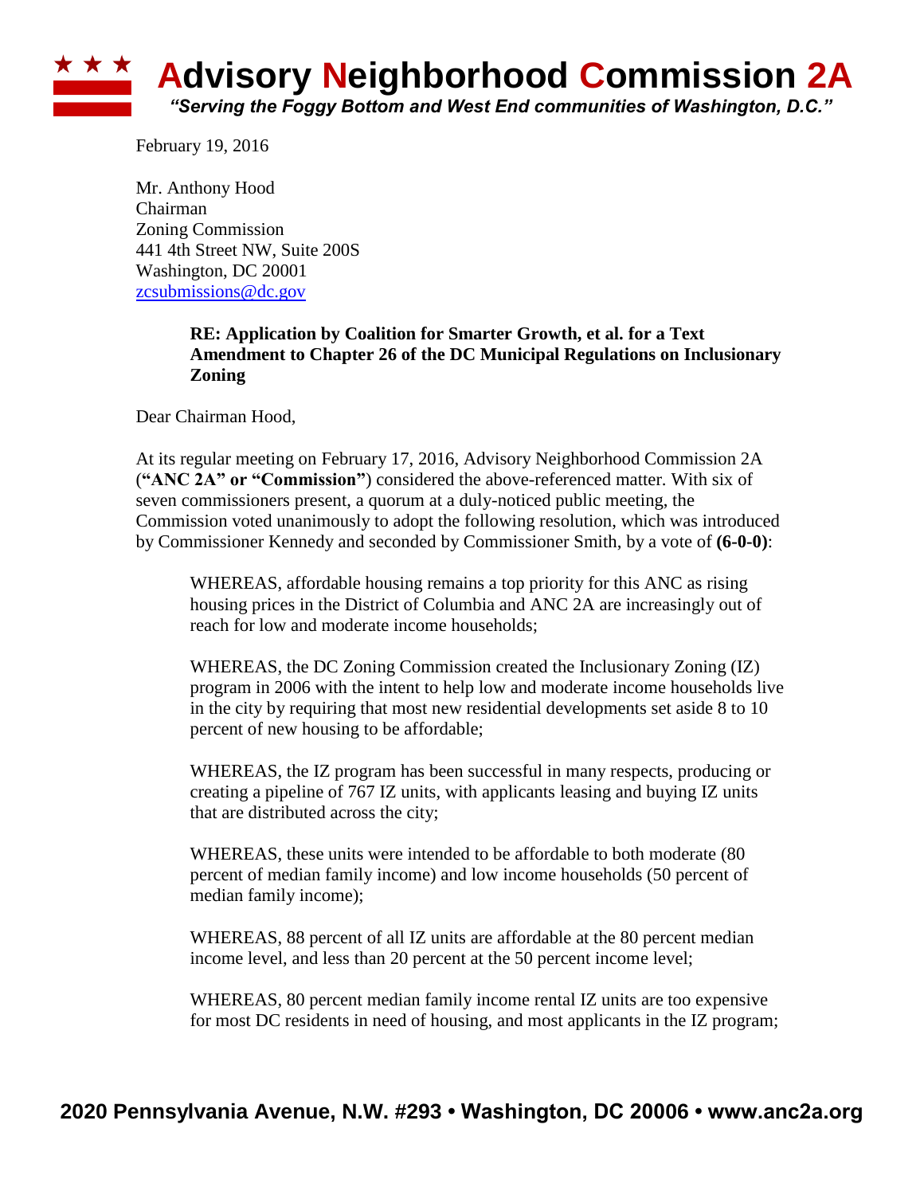# Advisory Neighborhood Commission 2A

*"Serving the Foggy Bottom and West End communities of Washington, D.C."*

February 19, 2016

Mr. Anthony Hood
Chairman
Zoning Commission
441 4th Street NW, Suite 200S
Washington, DC 20001
zcsubmissions@dc.gov

**RE: Application by Coalition for Smarter Growth, et al. for a Text Amendment to Chapter 26 of the DC Municipal Regulations on Inclusionary Zoning**

Dear Chairman Hood,

At its regular meeting on February 17, 2016, Advisory Neighborhood Commission 2A (**"ANC 2A" or "Commission"**) considered the above-referenced matter. With six of seven commissioners present, a quorum at a duly-noticed public meeting, the Commission voted unanimously to adopt the following resolution, which was introduced by Commissioner Kennedy and seconded by Commissioner Smith, by a vote of **(6-0-0)**:

> WHEREAS, affordable housing remains a top priority for this ANC as rising housing prices in the District of Columbia and ANC 2A are increasingly out of reach for low and moderate income households;
>
> WHEREAS, the DC Zoning Commission created the Inclusionary Zoning (IZ) program in 2006 with the intent to help low and moderate income households live in the city by requiring that most new residential developments set aside 8 to 10 percent of new housing to be affordable;
>
> WHEREAS, the IZ program has been successful in many respects, producing or creating a pipeline of 767 IZ units, with applicants leasing and buying IZ units that are distributed across the city;
>
> WHEREAS, these units were intended to be affordable to both moderate (80 percent of median family income) and low income households (50 percent of median family income);
>
> WHEREAS, 88 percent of all IZ units are affordable at the 80 percent median income level, and less than 20 percent at the 50 percent income level;
>
> WHEREAS, 80 percent median family income rental IZ units are too expensive for most DC residents in need of housing, and most applicants in the IZ program;

2020 Pennsylvania Avenue, N.W. #293 • Washington, DC 20006 • www.anc2a.org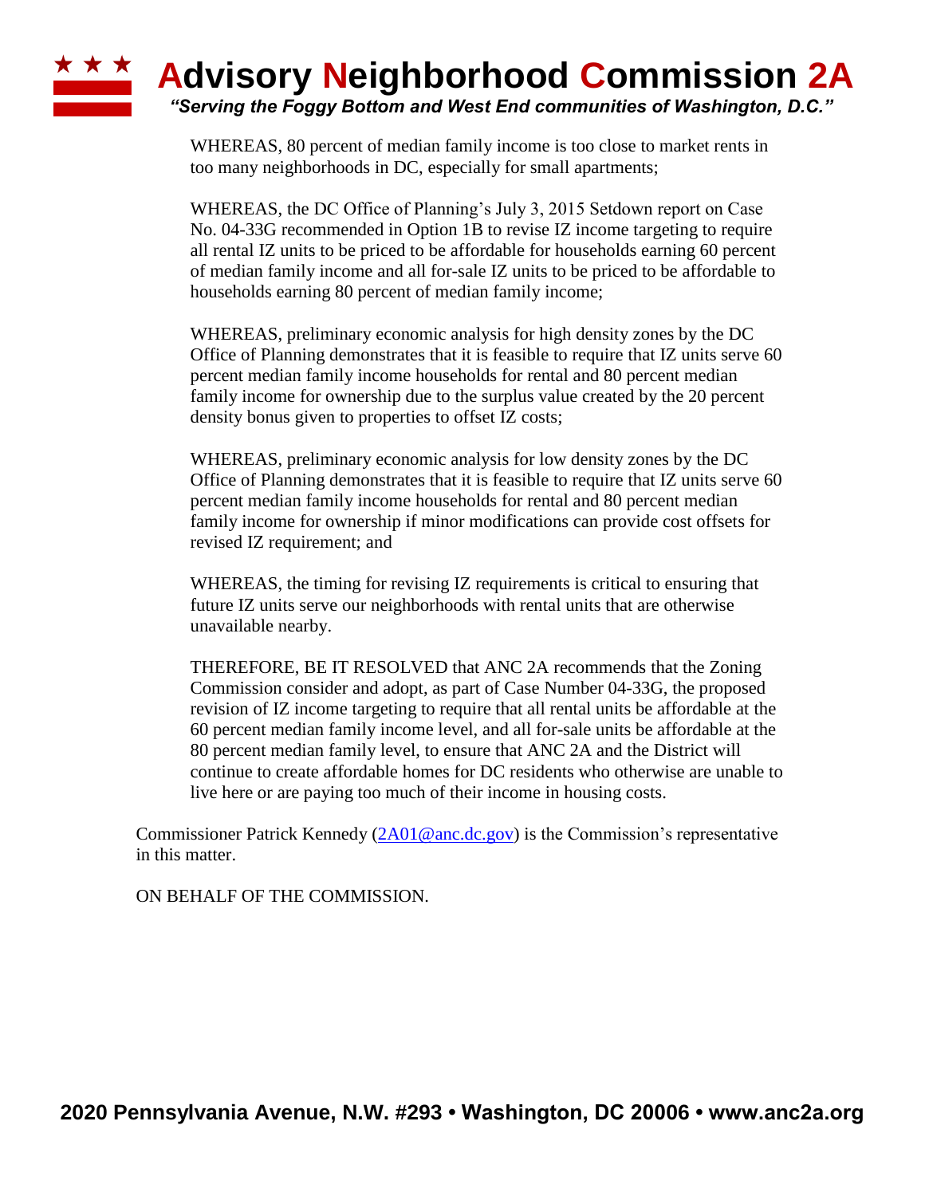WHEREAS, 80 percent of median family income is too close to market rents in too many neighborhoods in DC, especially for small apartments;

WHEREAS, the DC Office of Planning's July 3, 2015 Setdown report on Case No. 04-33G recommended in Option 1B to revise IZ income targeting to require all rental IZ units to be priced to be affordable for households earning 60 percent of median family income and all for-sale IZ units to be priced to be affordable to households earning 80 percent of median family income;

WHEREAS, preliminary economic analysis for high density zones by the DC Office of Planning demonstrates that it is feasible to require that IZ units serve 60 percent median family income households for rental and 80 percent median family income for ownership due to the surplus value created by the 20 percent density bonus given to properties to offset IZ costs;

WHEREAS, preliminary economic analysis for low density zones by the DC Office of Planning demonstrates that it is feasible to require that IZ units serve 60 percent median family income households for rental and 80 percent median family income for ownership if minor modifications can provide cost offsets for revised IZ requirement; and

WHEREAS, the timing for revising IZ requirements is critical to ensuring that future IZ units serve our neighborhoods with rental units that are otherwise unavailable nearby.

THEREFORE, BE IT RESOLVED that ANC 2A recommends that the Zoning Commission consider and adopt, as part of Case Number 04-33G, the proposed revision of IZ income targeting to require that all rental units be affordable at the 60 percent median family income level, and all for-sale units be affordable at the 80 percent median family level, to ensure that ANC 2A and the District will continue to create affordable homes for DC residents who otherwise are unable to live here or are paying too much of their income in housing costs.

Commissioner Patrick Kennedy (2A01@anc.dc.gov) is the Commission's representative in this matter.

ON BEHALF OF THE COMMISSION.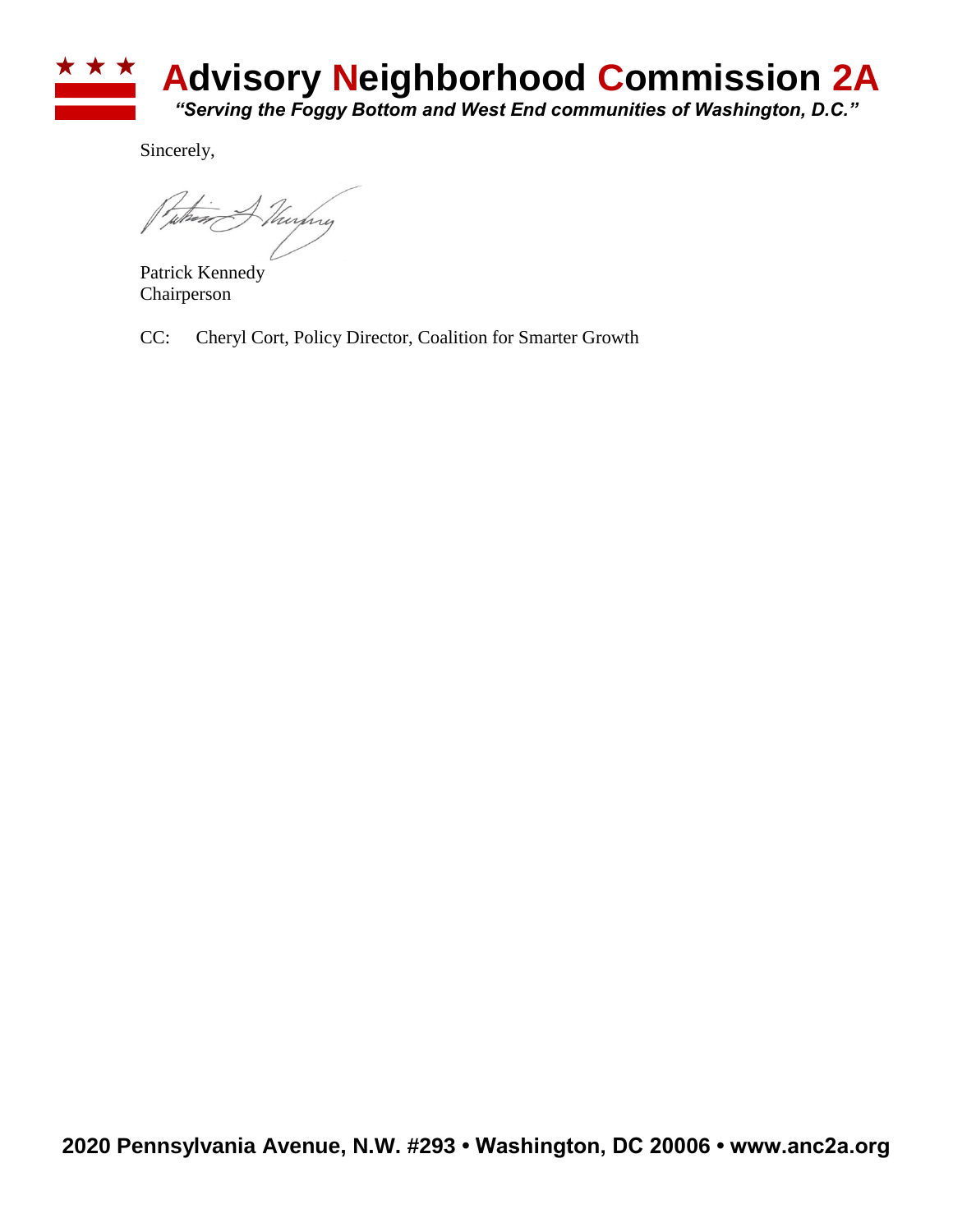Sincerely,

Patrick Kennedy
Chairperson

CC: Cheryl Cort, Policy Director, Coalition for Smarter Growth